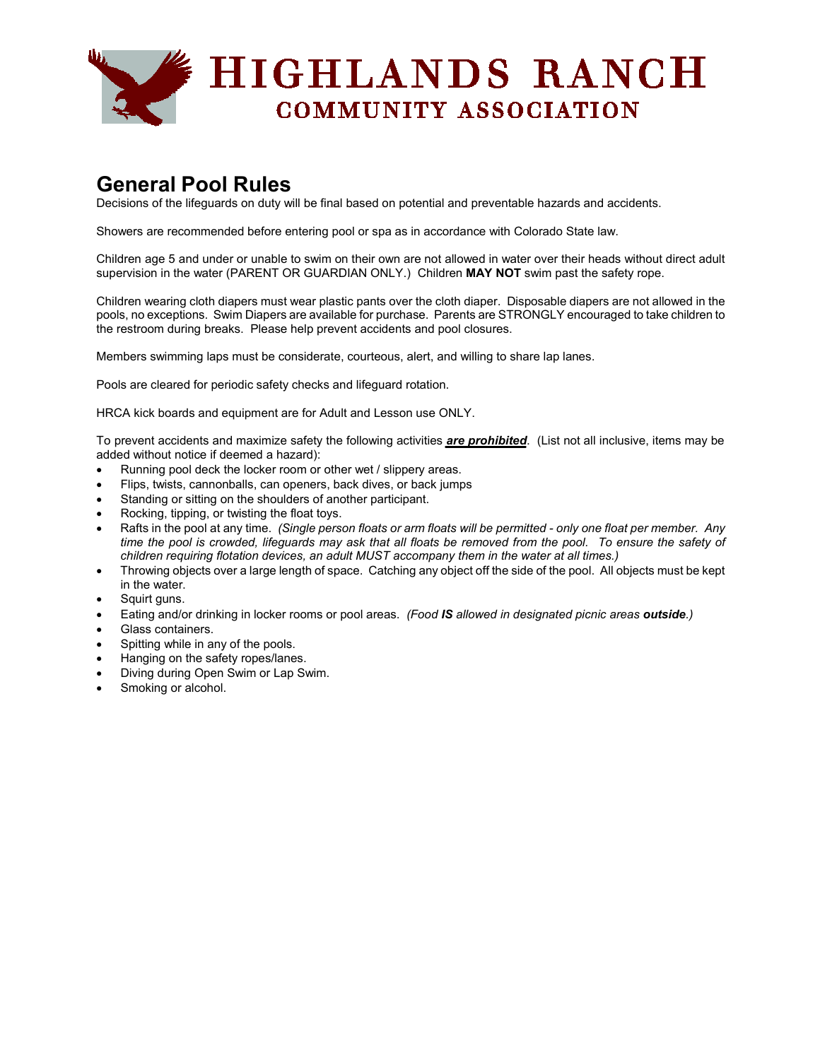# HIGHLANDS RANCH COMMUNITY ASSOCIATION

## General Pool Rules

Decisions of the lifeguards on duty will be final based on potential and preventable hazards and accidents.

Showers are recommended before entering pool or spa as in accordance with Colorado State law.

Children age 5 and under or unable to swim on their own are not allowed in water over their heads without direct adult supervision in the water (PARENT OR GUARDIAN ONLY.) Children **MAY NOT** swim past the safety rope.

Children wearing cloth diapers must wear plastic pants over the cloth diaper. Disposable diapers are not allowed in the pools, no exceptions. Swim Diapers are available for purchase. Parents are STRONGLY encouraged to take children to the restroom during breaks. Please help prevent accidents and pool closures.

Members swimming laps must be considerate, courteous, alert, and willing to share lap lanes.

Pools are cleared for periodic safety checks and lifeguard rotation.

HRCA kick boards and equipment are for Adult and Lesson use ONLY.

To prevent accidents and maximize safety the following activities ***are prohibited***. (List not all inclusive, items may be added without notice if deemed a hazard):

- Running pool deck the locker room or other wet / slippery areas.
- Flips, twists, cannonballs, can openers, back dives, or back jumps
- Standing or sitting on the shoulders of another participant.
- Rocking, tipping, or twisting the float toys.
- Rafts in the pool at any time. *(Single person floats or arm floats will be permitted - only one float per member. Any time the pool is crowded, lifeguards may ask that all floats be removed from the pool. To ensure the safety of children requiring flotation devices, an adult MUST accompany them in the water at all times.)*
- Throwing objects over a large length of space. Catching any object off the side of the pool. All objects must be kept in the water.
- Squirt guns.
- Eating and/or drinking in locker rooms or pool areas. *(Food **IS** allowed in designated picnic areas **outside**.)*
- Glass containers.
- Spitting while in any of the pools.
- Hanging on the safety ropes/lanes.
- Diving during Open Swim or Lap Swim.
- Smoking or alcohol.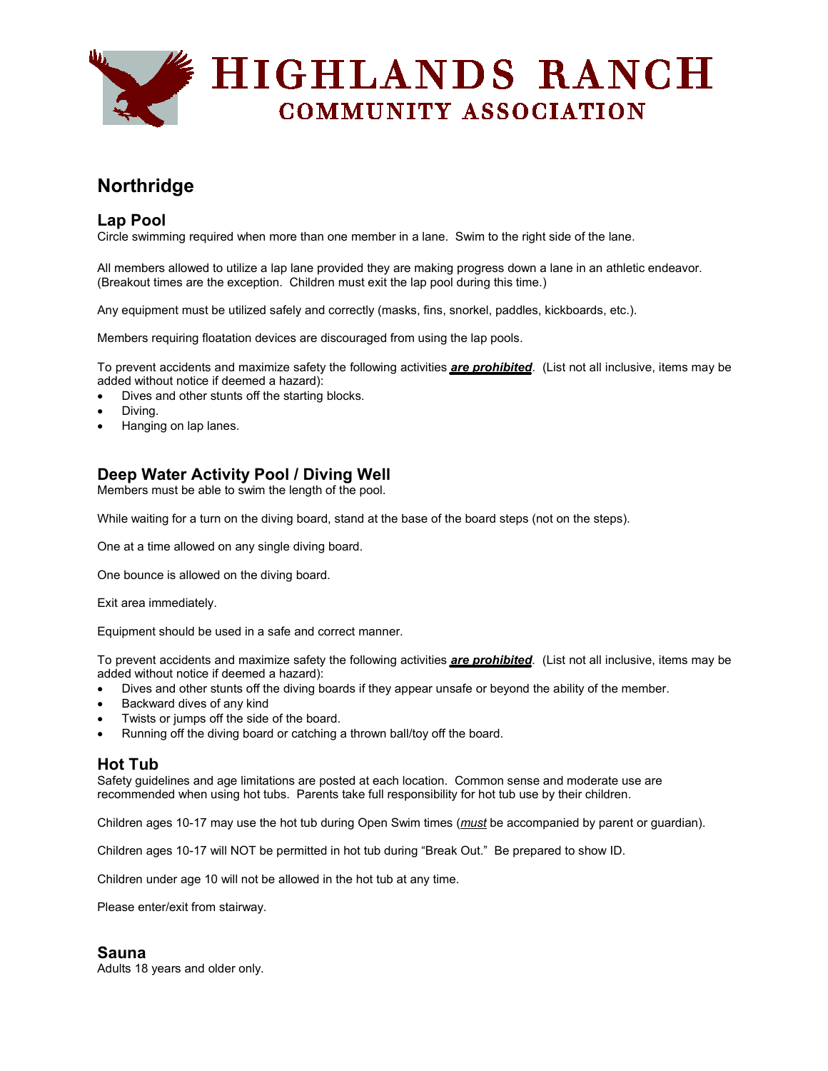# HIGHLANDS RANCH COMMUNITY ASSOCIATION

## Northridge

### Lap Pool

Circle swimming required when more than one member in a lane. Swim to the right side of the lane.

All members allowed to utilize a lap lane provided they are making progress down a lane in an athletic endeavor. (Breakout times are the exception. Children must exit the lap pool during this time.)

Any equipment must be utilized safely and correctly (masks, fins, snorkel, paddles, kickboards, etc.).

Members requiring floatation devices are discouraged from using the lap pools.

To prevent accidents and maximize safety the following activities ***are prohibited***. (List not all inclusive, items may be added without notice if deemed a hazard):

- Dives and other stunts off the starting blocks.
- Diving.
- Hanging on lap lanes.

### Deep Water Activity Pool / Diving Well

Members must be able to swim the length of the pool.

While waiting for a turn on the diving board, stand at the base of the board steps (not on the steps).

One at a time allowed on any single diving board.

One bounce is allowed on the diving board.

Exit area immediately.

Equipment should be used in a safe and correct manner.

To prevent accidents and maximize safety the following activities ***are prohibited***. (List not all inclusive, items may be added without notice if deemed a hazard):

- Dives and other stunts off the diving boards if they appear unsafe or beyond the ability of the member.
- Backward dives of any kind
- Twists or jumps off the side of the board.
- Running off the diving board or catching a thrown ball/toy off the board.

### Hot Tub

Safety guidelines and age limitations are posted at each location. Common sense and moderate use are recommended when using hot tubs. Parents take full responsibility for hot tub use by their children.

Children ages 10-17 may use the hot tub during Open Swim times (*must* be accompanied by parent or guardian).

Children ages 10-17 will NOT be permitted in hot tub during "Break Out." Be prepared to show ID.

Children under age 10 will not be allowed in the hot tub at any time.

Please enter/exit from stairway.

### Sauna

Adults 18 years and older only.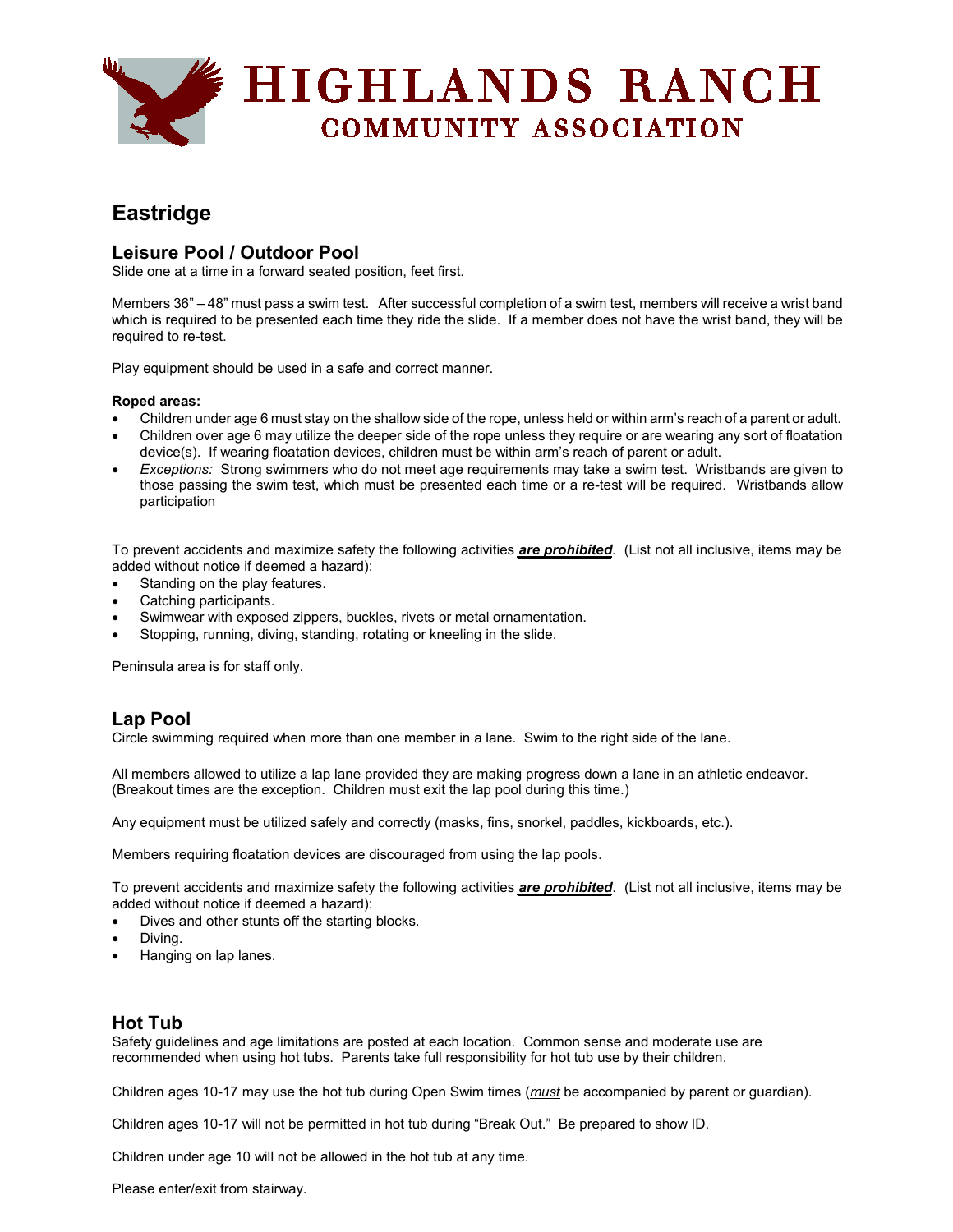# HIGHLANDS RANCH COMMUNITY ASSOCIATION

## Eastridge

### Leisure Pool / Outdoor Pool

Slide one at a time in a forward seated position, feet first.

Members 36" – 48" must pass a swim test. After successful completion of a swim test, members will receive a wrist band which is required to be presented each time they ride the slide. If a member does not have the wrist band, they will be required to re-test.

Play equipment should be used in a safe and correct manner.

**Roped areas:**

- Children under age 6 must stay on the shallow side of the rope, unless held or within arm's reach of a parent or adult.
- Children over age 6 may utilize the deeper side of the rope unless they require or are wearing any sort of floatation device(s). If wearing floatation devices, children must be within arm's reach of parent or adult.
- *Exceptions:* Strong swimmers who do not meet age requirements may take a swim test. Wristbands are given to those passing the swim test, which must be presented each time or a re-test will be required. Wristbands allow participation

To prevent accidents and maximize safety the following activities ***are prohibited***. (List not all inclusive, items may be added without notice if deemed a hazard):

- Standing on the play features.
- Catching participants.
- Swimwear with exposed zippers, buckles, rivets or metal ornamentation.
- Stopping, running, diving, standing, rotating or kneeling in the slide.

Peninsula area is for staff only.

### Lap Pool

Circle swimming required when more than one member in a lane. Swim to the right side of the lane.

All members allowed to utilize a lap lane provided they are making progress down a lane in an athletic endeavor. (Breakout times are the exception. Children must exit the lap pool during this time.)

Any equipment must be utilized safely and correctly (masks, fins, snorkel, paddles, kickboards, etc.).

Members requiring floatation devices are discouraged from using the lap pools.

To prevent accidents and maximize safety the following activities ***are prohibited***. (List not all inclusive, items may be added without notice if deemed a hazard):

- Dives and other stunts off the starting blocks.
- Diving.
- Hanging on lap lanes.

### Hot Tub

Safety guidelines and age limitations are posted at each location. Common sense and moderate use are recommended when using hot tubs. Parents take full responsibility for hot tub use by their children.

Children ages 10-17 may use the hot tub during Open Swim times (*must* be accompanied by parent or guardian).

Children ages 10-17 will not be permitted in hot tub during "Break Out." Be prepared to show ID.

Children under age 10 will not be allowed in the hot tub at any time.

Please enter/exit from stairway.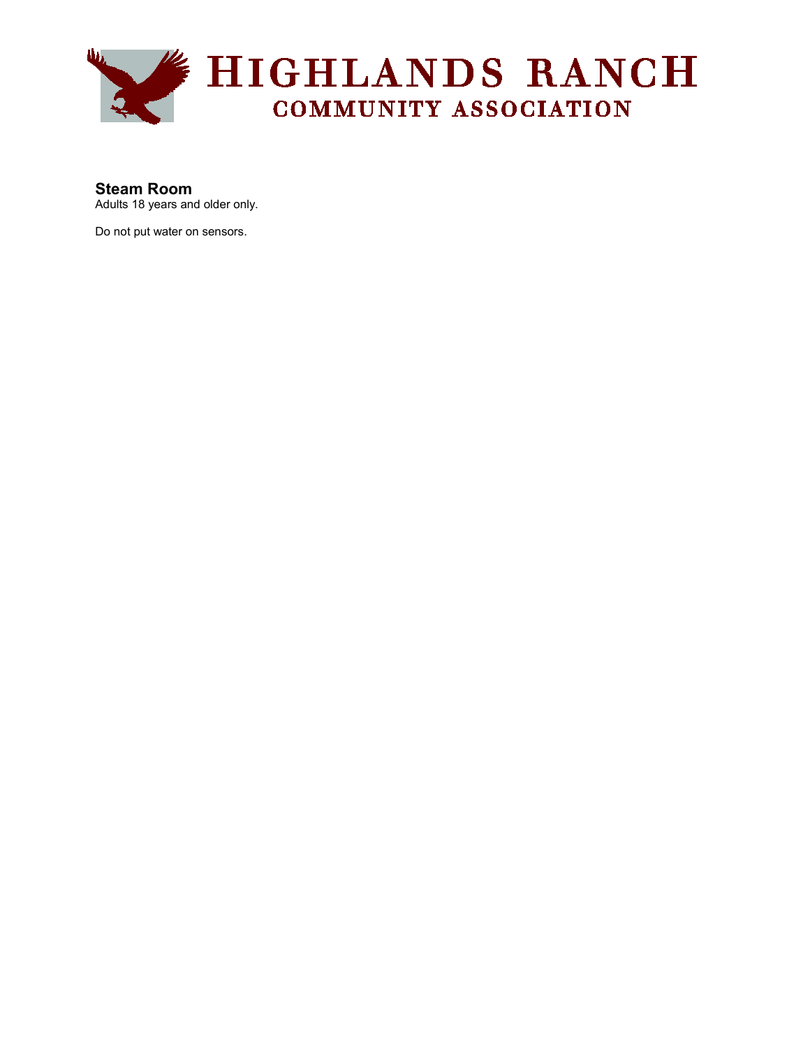## Steam Room

Adults 18 years and older only.

Do not put water on sensors.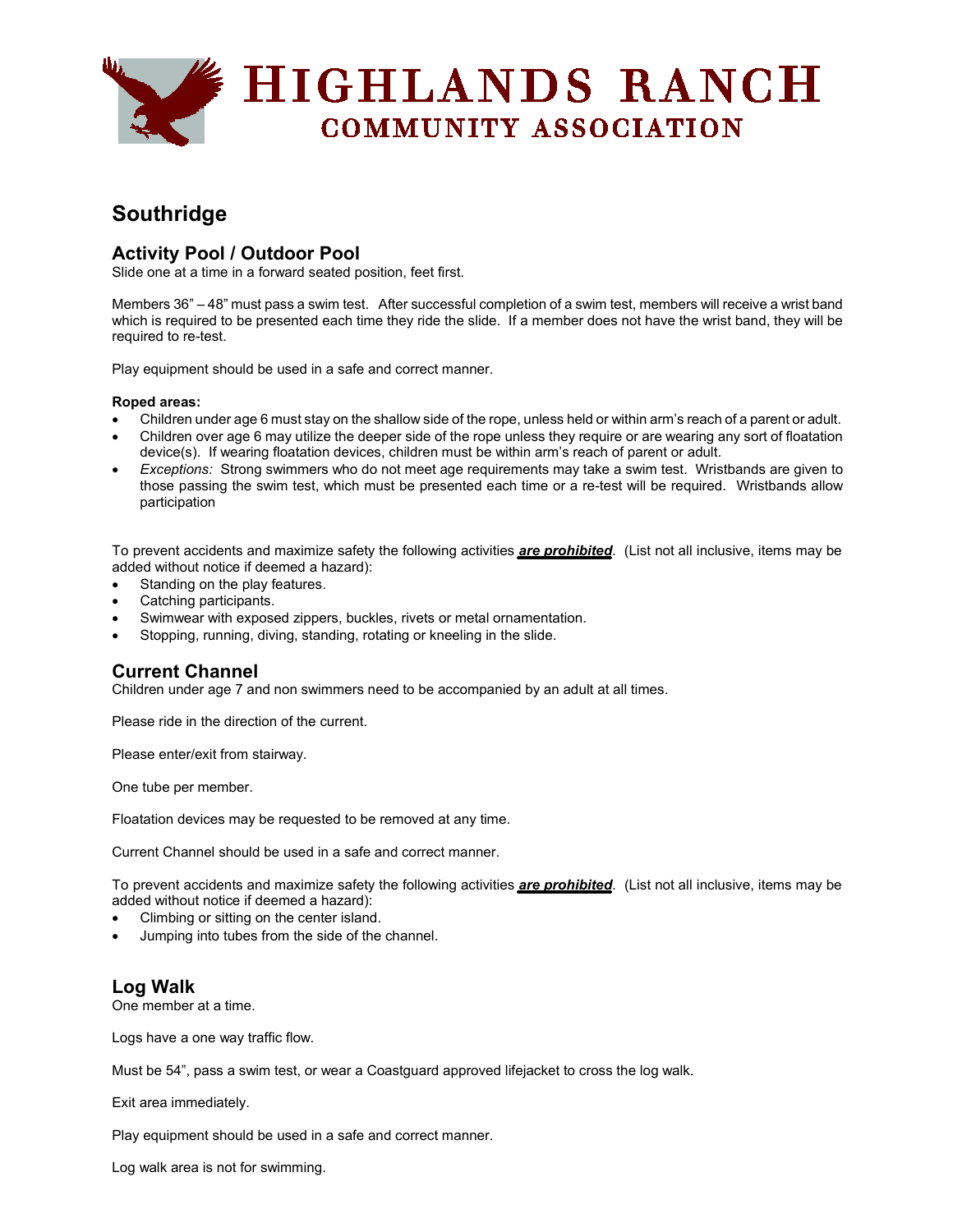# HIGHLANDS RANCH COMMUNITY ASSOCIATION

## Southridge

### Activity Pool / Outdoor Pool

Slide one at a time in a forward seated position, feet first.

Members 36" – 48" must pass a swim test. After successful completion of a swim test, members will receive a wrist band which is required to be presented each time they ride the slide. If a member does not have the wrist band, they will be required to re-test.

Play equipment should be used in a safe and correct manner.

**Roped areas:**

- Children under age 6 must stay on the shallow side of the rope, unless held or within arm's reach of a parent or adult.
- Children over age 6 may utilize the deeper side of the rope unless they require or are wearing any sort of floatation device(s). If wearing floatation devices, children must be within arm's reach of parent or adult.
- *Exceptions:* Strong swimmers who do not meet age requirements may take a swim test. Wristbands are given to those passing the swim test, which must be presented each time or a re-test will be required. Wristbands allow participation

To prevent accidents and maximize safety the following activities ***are prohibited***. (List not all inclusive, items may be added without notice if deemed a hazard):

- Standing on the play features.
- Catching participants.
- Swimwear with exposed zippers, buckles, rivets or metal ornamentation.
- Stopping, running, diving, standing, rotating or kneeling in the slide.

### Current Channel

Children under age 7 and non swimmers need to be accompanied by an adult at all times.

Please ride in the direction of the current.

Please enter/exit from stairway.

One tube per member.

Floatation devices may be requested to be removed at any time.

Current Channel should be used in a safe and correct manner.

To prevent accidents and maximize safety the following activities ***are prohibited***. (List not all inclusive, items may be added without notice if deemed a hazard):

- Climbing or sitting on the center island.
- Jumping into tubes from the side of the channel.

### Log Walk

One member at a time.

Logs have a one way traffic flow.

Must be 54", pass a swim test, or wear a Coastguard approved lifejacket to cross the log walk.

Exit area immediately.

Play equipment should be used in a safe and correct manner.

Log walk area is not for swimming.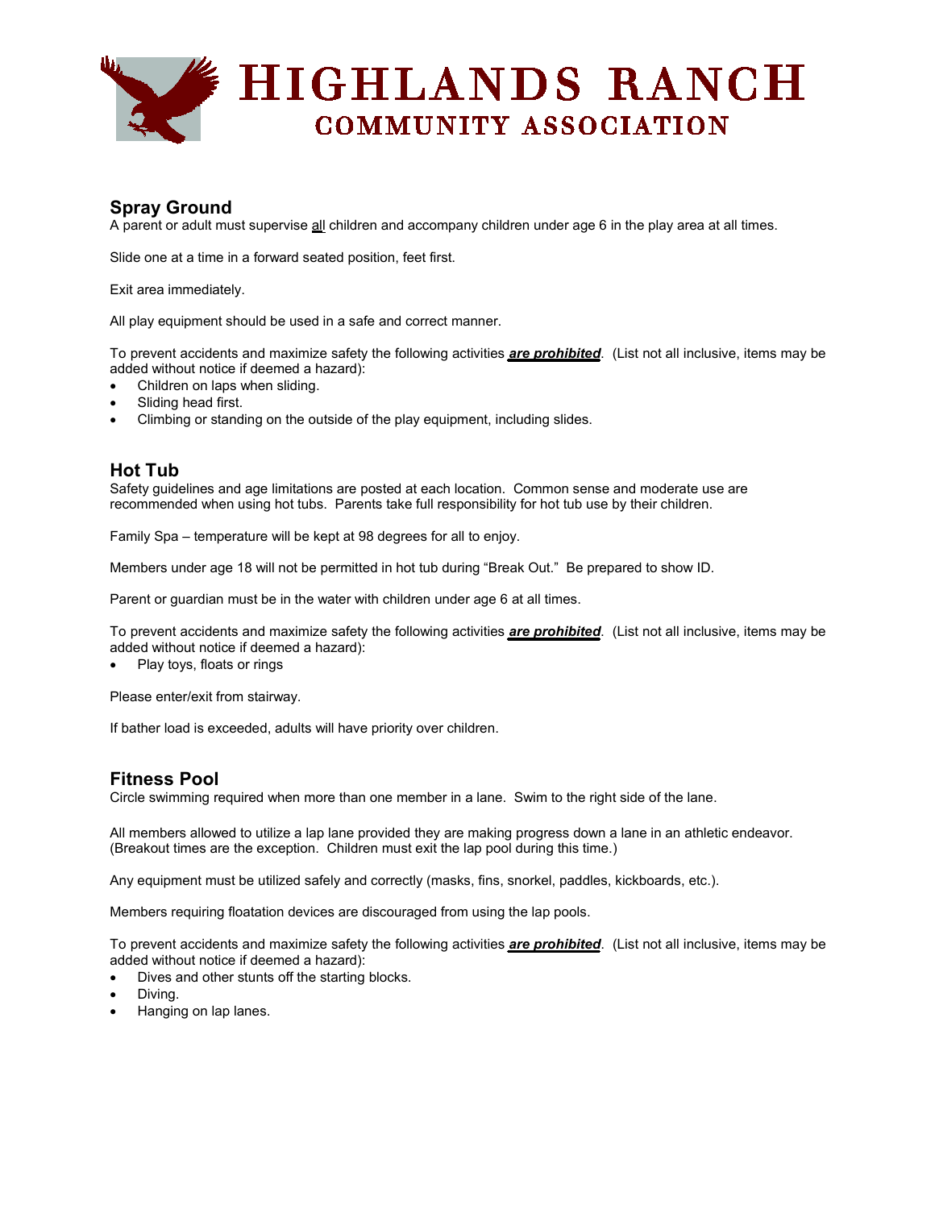## Spray Ground

A parent or adult must supervise <u>all</u> children and accompany children under age 6 in the play area at all times.

Slide one at a time in a forward seated position, feet first.

Exit area immediately.

All play equipment should be used in a safe and correct manner.

To prevent accidents and maximize safety the following activities ***<u>are prohibited</u>***. (List not all inclusive, items may be added without notice if deemed a hazard):

- Children on laps when sliding.
- Sliding head first.
- Climbing or standing on the outside of the play equipment, including slides.

## Hot Tub

Safety guidelines and age limitations are posted at each location. Common sense and moderate use are recommended when using hot tubs. Parents take full responsibility for hot tub use by their children.

Family Spa – temperature will be kept at 98 degrees for all to enjoy.

Members under age 18 will not be permitted in hot tub during "Break Out." Be prepared to show ID.

Parent or guardian must be in the water with children under age 6 at all times.

To prevent accidents and maximize safety the following activities ***<u>are prohibited</u>***. (List not all inclusive, items may be added without notice if deemed a hazard):

- Play toys, floats or rings

Please enter/exit from stairway.

If bather load is exceeded, adults will have priority over children.

## Fitness Pool

Circle swimming required when more than one member in a lane. Swim to the right side of the lane.

All members allowed to utilize a lap lane provided they are making progress down a lane in an athletic endeavor. (Breakout times are the exception. Children must exit the lap pool during this time.)

Any equipment must be utilized safely and correctly (masks, fins, snorkel, paddles, kickboards, etc.).

Members requiring floatation devices are discouraged from using the lap pools.

To prevent accidents and maximize safety the following activities ***<u>are prohibited</u>***. (List not all inclusive, items may be added without notice if deemed a hazard):

- Dives and other stunts off the starting blocks.
- Diving.
- Hanging on lap lanes.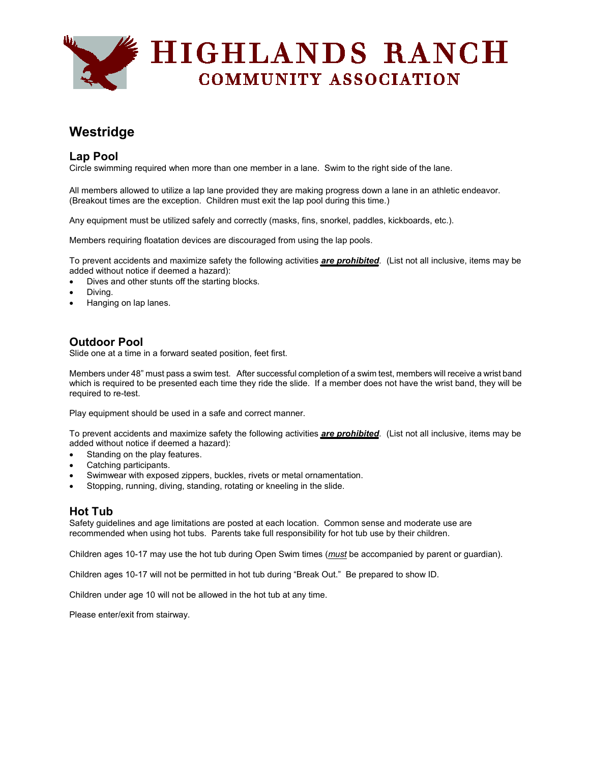# HIGHLANDS RANCH
COMMUNITY ASSOCIATION

## Westridge

### Lap Pool

Circle swimming required when more than one member in a lane. Swim to the right side of the lane.

All members allowed to utilize a lap lane provided they are making progress down a lane in an athletic endeavor. (Breakout times are the exception. Children must exit the lap pool during this time.)

Any equipment must be utilized safely and correctly (masks, fins, snorkel, paddles, kickboards, etc.).

Members requiring floatation devices are discouraged from using the lap pools.

To prevent accidents and maximize safety the following activities ***are prohibited***. (List not all inclusive, items may be added without notice if deemed a hazard):

- Dives and other stunts off the starting blocks.
- Diving.
- Hanging on lap lanes.

### Outdoor Pool

Slide one at a time in a forward seated position, feet first.

Members under 48" must pass a swim test. After successful completion of a swim test, members will receive a wrist band which is required to be presented each time they ride the slide. If a member does not have the wrist band, they will be required to re-test.

Play equipment should be used in a safe and correct manner.

To prevent accidents and maximize safety the following activities ***are prohibited***. (List not all inclusive, items may be added without notice if deemed a hazard):

- Standing on the play features.
- Catching participants.
- Swimwear with exposed zippers, buckles, rivets or metal ornamentation.
- Stopping, running, diving, standing, rotating or kneeling in the slide.

### Hot Tub

Safety guidelines and age limitations are posted at each location. Common sense and moderate use are recommended when using hot tubs. Parents take full responsibility for hot tub use by their children.

Children ages 10-17 may use the hot tub during Open Swim times (*must* be accompanied by parent or guardian).

Children ages 10-17 will not be permitted in hot tub during "Break Out." Be prepared to show ID.

Children under age 10 will not be allowed in the hot tub at any time.

Please enter/exit from stairway.